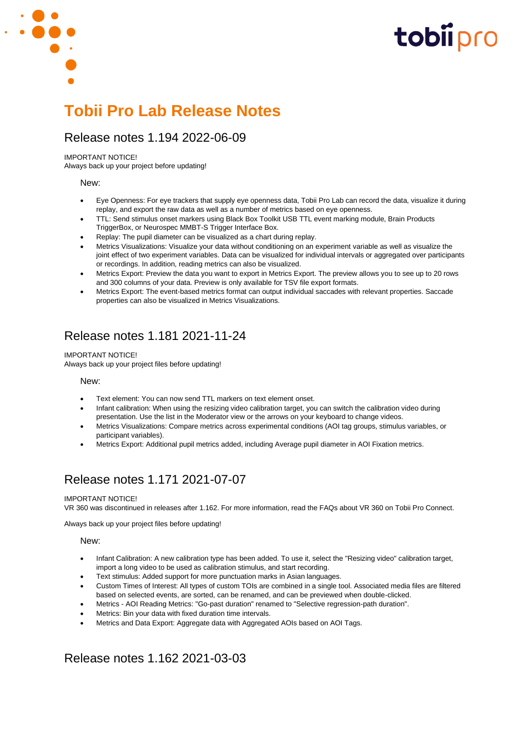# Tobii Pro Lab Release Notes

## Release notes 1.194 2022-06-09

IMPORTANT NOTICE!
Always back up your project before updating!

### New:

- Eye Openness: For eye trackers that supply eye openness data, Tobii Pro Lab can record the data, visualize it during replay, and export the raw data as well as a number of metrics based on eye openness.
- TTL: Send stimulus onset markers using Black Box Toolkit USB TTL event marking module, Brain Products TriggerBox, or Neurospec MMBT-S Trigger Interface Box.
- Replay: The pupil diameter can be visualized as a chart during replay.
- Metrics Visualizations: Visualize your data without conditioning on an experiment variable as well as visualize the joint effect of two experiment variables. Data can be visualized for individual intervals or aggregated over participants or recordings. In addition, reading metrics can also be visualized.
- Metrics Export: Preview the data you want to export in Metrics Export. The preview allows you to see up to 20 rows and 300 columns of your data. Preview is only available for TSV file export formats.
- Metrics Export: The event-based metrics format can output individual saccades with relevant properties. Saccade properties can also be visualized in Metrics Visualizations.

## Release notes 1.181 2021-11-24

IMPORTANT NOTICE!
Always back up your project files before updating!

### New:

- Text element: You can now send TTL markers on text element onset.
- Infant calibration: When using the resizing video calibration target, you can switch the calibration video during presentation. Use the list in the Moderator view or the arrows on your keyboard to change videos.
- Metrics Visualizations: Compare metrics across experimental conditions (AOI tag groups, stimulus variables, or participant variables).
- Metrics Export: Additional pupil metrics added, including Average pupil diameter in AOI Fixation metrics.

## Release notes 1.171 2021-07-07

IMPORTANT NOTICE!
VR 360 was discontinued in releases after 1.162. For more information, read the FAQs about VR 360 on Tobii Pro Connect.

Always back up your project files before updating!

### New:

- Infant Calibration: A new calibration type has been added. To use it, select the "Resizing video" calibration target, import a long video to be used as calibration stimulus, and start recording.
- Text stimulus: Added support for more punctuation marks in Asian languages.
- Custom Times of Interest: All types of custom TOIs are combined in a single tool. Associated media files are filtered based on selected events, are sorted, can be renamed, and can be previewed when double-clicked.
- Metrics - AOI Reading Metrics: "Go-past duration" renamed to "Selective regression-path duration".
- Metrics: Bin your data with fixed duration time intervals.
- Metrics and Data Export: Aggregate data with Aggregated AOIs based on AOI Tags.

## Release notes 1.162 2021-03-03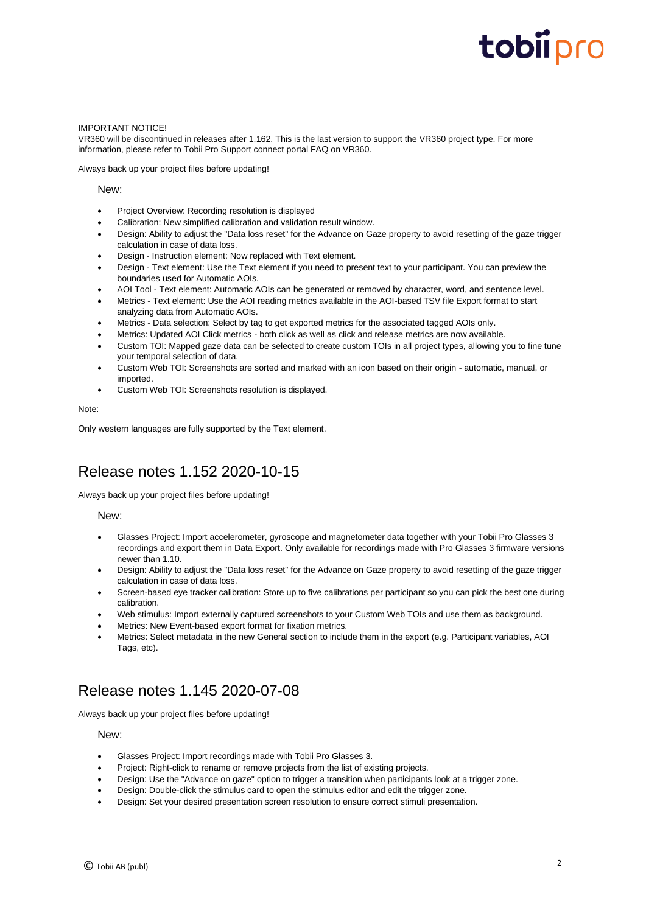IMPORTANT NOTICE!
VR360 will be discontinued in releases after 1.162. This is the last version to support the VR360 project type. For more information, please refer to Tobii Pro Support connect portal FAQ on VR360.

Always back up your project files before updating!

New:

- Project Overview: Recording resolution is displayed
- Calibration: New simplified calibration and validation result window.
- Design: Ability to adjust the "Data loss reset" for the Advance on Gaze property to avoid resetting of the gaze trigger calculation in case of data loss.
- Design - Instruction element: Now replaced with Text element.
- Design - Text element: Use the Text element if you need to present text to your participant. You can preview the boundaries used for Automatic AOIs.
- AOI Tool - Text element: Automatic AOIs can be generated or removed by character, word, and sentence level.
- Metrics - Text element: Use the AOI reading metrics available in the AOI-based TSV file Export format to start analyzing data from Automatic AOIs.
- Metrics - Data selection: Select by tag to get exported metrics for the associated tagged AOIs only.
- Metrics: Updated AOI Click metrics - both click as well as click and release metrics are now available.
- Custom TOI: Mapped gaze data can be selected to create custom TOIs in all project types, allowing you to fine tune your temporal selection of data.
- Custom Web TOI: Screenshots are sorted and marked with an icon based on their origin - automatic, manual, or imported.
- Custom Web TOI: Screenshots resolution is displayed.

Note:

Only western languages are fully supported by the Text element.

## Release notes 1.152 2020-10-15

Always back up your project files before updating!

New:

- Glasses Project: Import accelerometer, gyroscope and magnetometer data together with your Tobii Pro Glasses 3 recordings and export them in Data Export. Only available for recordings made with Pro Glasses 3 firmware versions newer than 1.10.
- Design: Ability to adjust the "Data loss reset" for the Advance on Gaze property to avoid resetting of the gaze trigger calculation in case of data loss.
- Screen-based eye tracker calibration: Store up to five calibrations per participant so you can pick the best one during calibration.
- Web stimulus: Import externally captured screenshots to your Custom Web TOIs and use them as background.
- Metrics: New Event-based export format for fixation metrics.
- Metrics: Select metadata in the new General section to include them in the export (e.g. Participant variables, AOI Tags, etc).

## Release notes 1.145 2020-07-08

Always back up your project files before updating!

New:

- Glasses Project: Import recordings made with Tobii Pro Glasses 3.
- Project: Right-click to rename or remove projects from the list of existing projects.
- Design: Use the "Advance on gaze" option to trigger a transition when participants look at a trigger zone.
- Design: Double-click the stimulus card to open the stimulus editor and edit the trigger zone.
- Design: Set your desired presentation screen resolution to ensure correct stimuli presentation.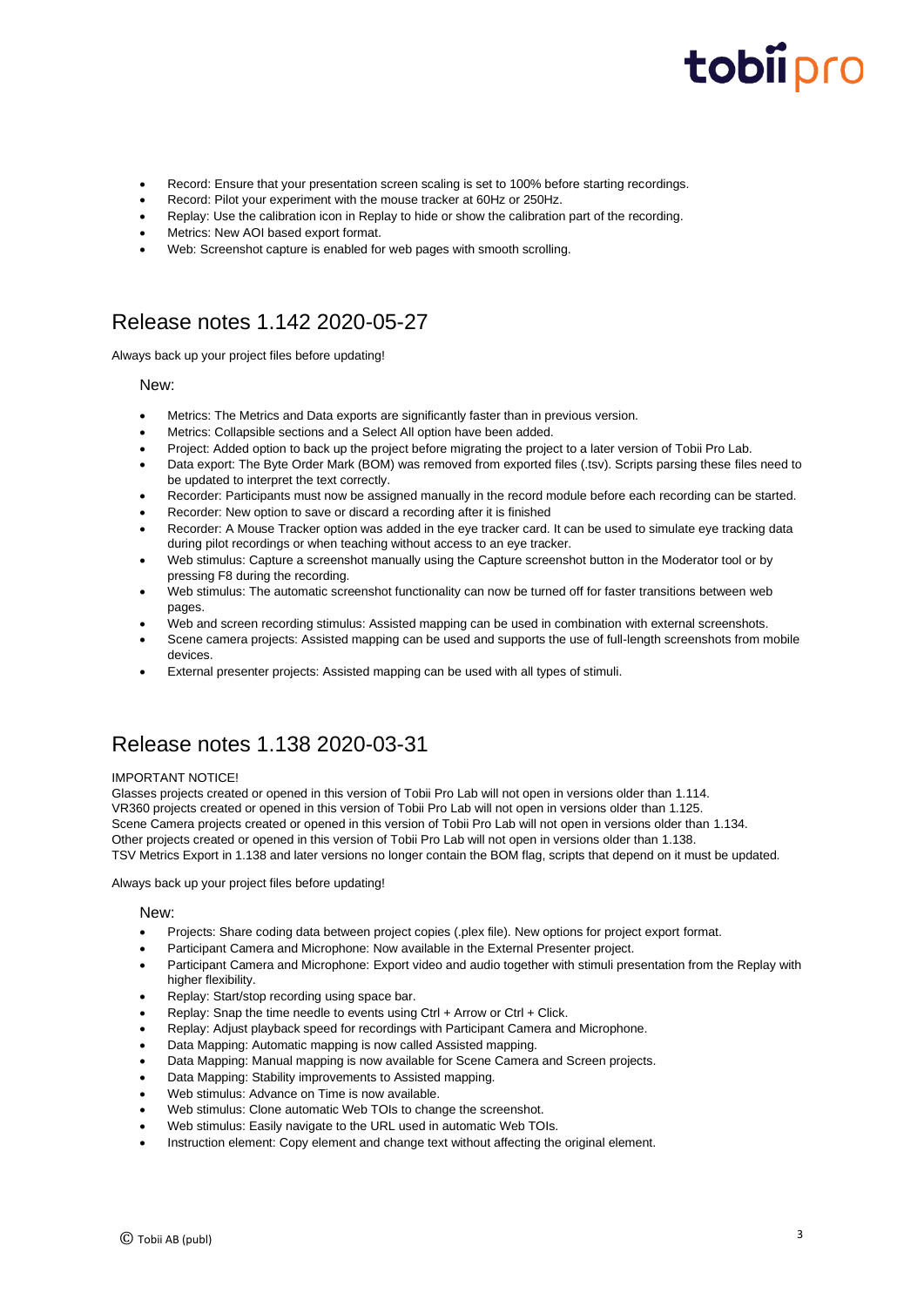- Record: Ensure that your presentation screen scaling is set to 100% before starting recordings.
- Record: Pilot your experiment with the mouse tracker at 60Hz or 250Hz.
- Replay: Use the calibration icon in Replay to hide or show the calibration part of the recording.
- Metrics: New AOI based export format.
- Web: Screenshot capture is enabled for web pages with smooth scrolling.

## Release notes 1.142 2020-05-27

Always back up your project files before updating!

### New:

- Metrics: The Metrics and Data exports are significantly faster than in previous version.
- Metrics: Collapsible sections and a Select All option have been added.
- Project: Added option to back up the project before migrating the project to a later version of Tobii Pro Lab.
- Data export: The Byte Order Mark (BOM) was removed from exported files (.tsv). Scripts parsing these files need to be updated to interpret the text correctly.
- Recorder: Participants must now be assigned manually in the record module before each recording can be started.
- Recorder: New option to save or discard a recording after it is finished
- Recorder: A Mouse Tracker option was added in the eye tracker card. It can be used to simulate eye tracking data during pilot recordings or when teaching without access to an eye tracker.
- Web stimulus: Capture a screenshot manually using the Capture screenshot button in the Moderator tool or by pressing F8 during the recording.
- Web stimulus: The automatic screenshot functionality can now be turned off for faster transitions between web pages.
- Web and screen recording stimulus: Assisted mapping can be used in combination with external screenshots.
- Scene camera projects: Assisted mapping can be used and supports the use of full-length screenshots from mobile devices.
- External presenter projects: Assisted mapping can be used with all types of stimuli.

## Release notes 1.138 2020-03-31

IMPORTANT NOTICE!
Glasses projects created or opened in this version of Tobii Pro Lab will not open in versions older than 1.114.
VR360 projects created or opened in this version of Tobii Pro Lab will not open in versions older than 1.125.
Scene Camera projects created or opened in this version of Tobii Pro Lab will not open in versions older than 1.134.
Other projects created or opened in this version of Tobii Pro Lab will not open in versions older than 1.138.
TSV Metrics Export in 1.138 and later versions no longer contain the BOM flag, scripts that depend on it must be updated.

Always back up your project files before updating!

### New:

- Projects: Share coding data between project copies (.plex file). New options for project export format.
- Participant Camera and Microphone: Now available in the External Presenter project.
- Participant Camera and Microphone: Export video and audio together with stimuli presentation from the Replay with higher flexibility.
- Replay: Start/stop recording using space bar.
- Replay: Snap the time needle to events using Ctrl + Arrow or Ctrl + Click.
- Replay: Adjust playback speed for recordings with Participant Camera and Microphone.
- Data Mapping: Automatic mapping is now called Assisted mapping.
- Data Mapping: Manual mapping is now available for Scene Camera and Screen projects.
- Data Mapping: Stability improvements to Assisted mapping.
- Web stimulus: Advance on Time is now available.
- Web stimulus: Clone automatic Web TOIs to change the screenshot.
- Web stimulus: Easily navigate to the URL used in automatic Web TOIs.
- Instruction element: Copy element and change text without affecting the original element.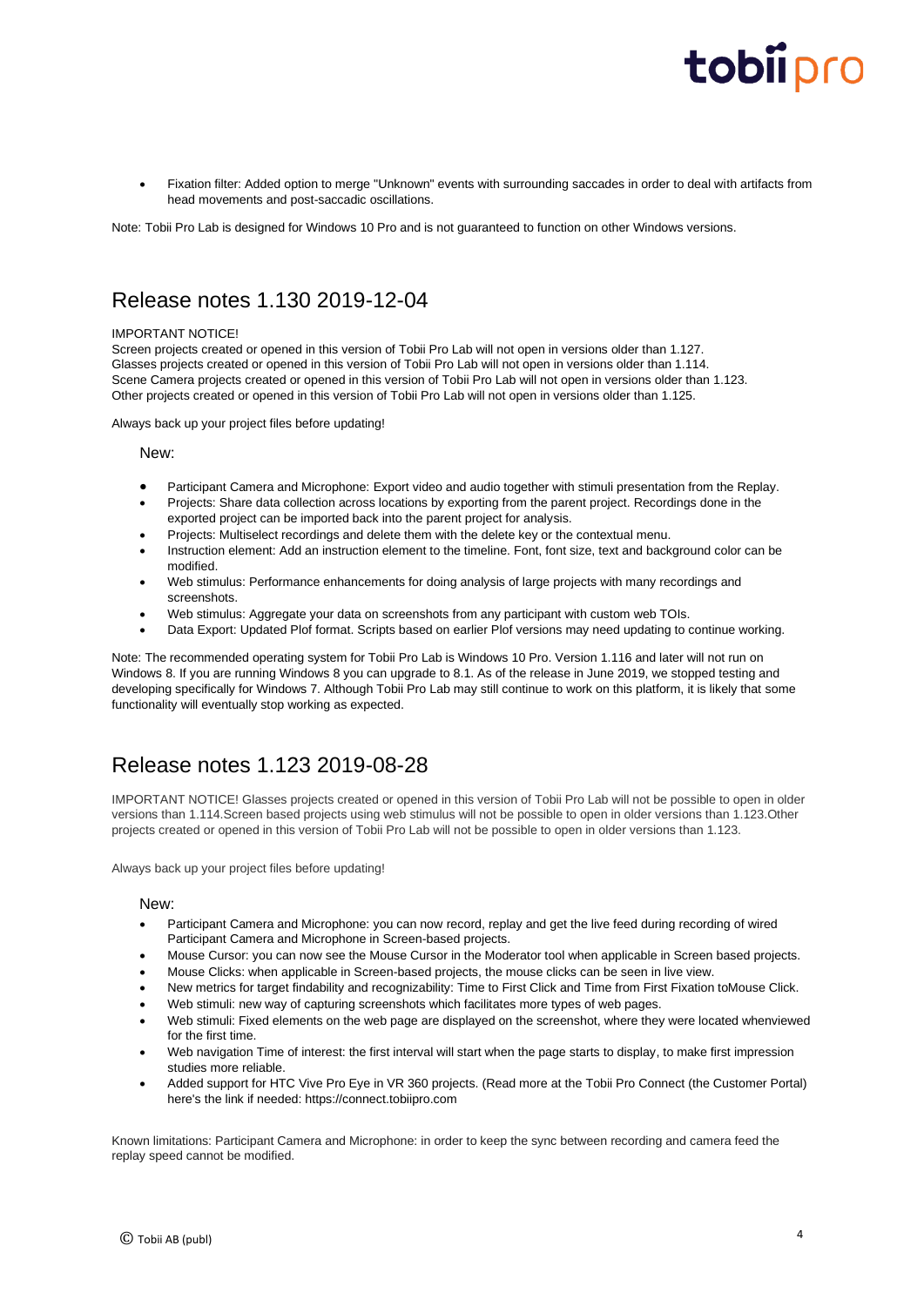- Fixation filter: Added option to merge "Unknown" events with surrounding saccades in order to deal with artifacts from head movements and post-saccadic oscillations.

Note: Tobii Pro Lab is designed for Windows 10 Pro and is not guaranteed to function on other Windows versions.

## Release notes 1.130 2019-12-04

IMPORTANT NOTICE!
Screen projects created or opened in this version of Tobii Pro Lab will not open in versions older than 1.127.
Glasses projects created or opened in this version of Tobii Pro Lab will not open in versions older than 1.114.
Scene Camera projects created or opened in this version of Tobii Pro Lab will not open in versions older than 1.123.
Other projects created or opened in this version of Tobii Pro Lab will not open in versions older than 1.125.

Always back up your project files before updating!

New:

- Participant Camera and Microphone: Export video and audio together with stimuli presentation from the Replay.
- Projects: Share data collection across locations by exporting from the parent project. Recordings done in the exported project can be imported back into the parent project for analysis.
- Projects: Multiselect recordings and delete them with the delete key or the contextual menu.
- Instruction element: Add an instruction element to the timeline. Font, font size, text and background color can be modified.
- Web stimulus: Performance enhancements for doing analysis of large projects with many recordings and screenshots.
- Web stimulus: Aggregate your data on screenshots from any participant with custom web TOIs.
- Data Export: Updated Plof format. Scripts based on earlier Plof versions may need updating to continue working.

Note: The recommended operating system for Tobii Pro Lab is Windows 10 Pro. Version 1.116 and later will not run on Windows 8. If you are running Windows 8 you can upgrade to 8.1. As of the release in June 2019, we stopped testing and developing specifically for Windows 7. Although Tobii Pro Lab may still continue to work on this platform, it is likely that some functionality will eventually stop working as expected.

## Release notes 1.123 2019-08-28

IMPORTANT NOTICE! Glasses projects created or opened in this version of Tobii Pro Lab will not be possible to open in older versions than 1.114.Screen based projects using web stimulus will not be possible to open in older versions than 1.123.Other projects created or opened in this version of Tobii Pro Lab will not be possible to open in older versions than 1.123.

Always back up your project files before updating!

New:

- Participant Camera and Microphone: you can now record, replay and get the live feed during recording of wired Participant Camera and Microphone in Screen-based projects.
- Mouse Cursor: you can now see the Mouse Cursor in the Moderator tool when applicable in Screen based projects.
- Mouse Clicks: when applicable in Screen-based projects, the mouse clicks can be seen in live view.
- New metrics for target findability and recognizability: Time to First Click and Time from First Fixation toMouse Click.
- Web stimuli: new way of capturing screenshots which facilitates more types of web pages.
- Web stimuli: Fixed elements on the web page are displayed on the screenshot, where they were located whenviewed for the first time.
- Web navigation Time of interest: the first interval will start when the page starts to display, to make first impression studies more reliable.
- Added support for HTC Vive Pro Eye in VR 360 projects. (Read more at the Tobii Pro Connect (the Customer Portal) here's the link if needed: https://connect.tobiipro.com

Known limitations: Participant Camera and Microphone: in order to keep the sync between recording and camera feed the replay speed cannot be modified.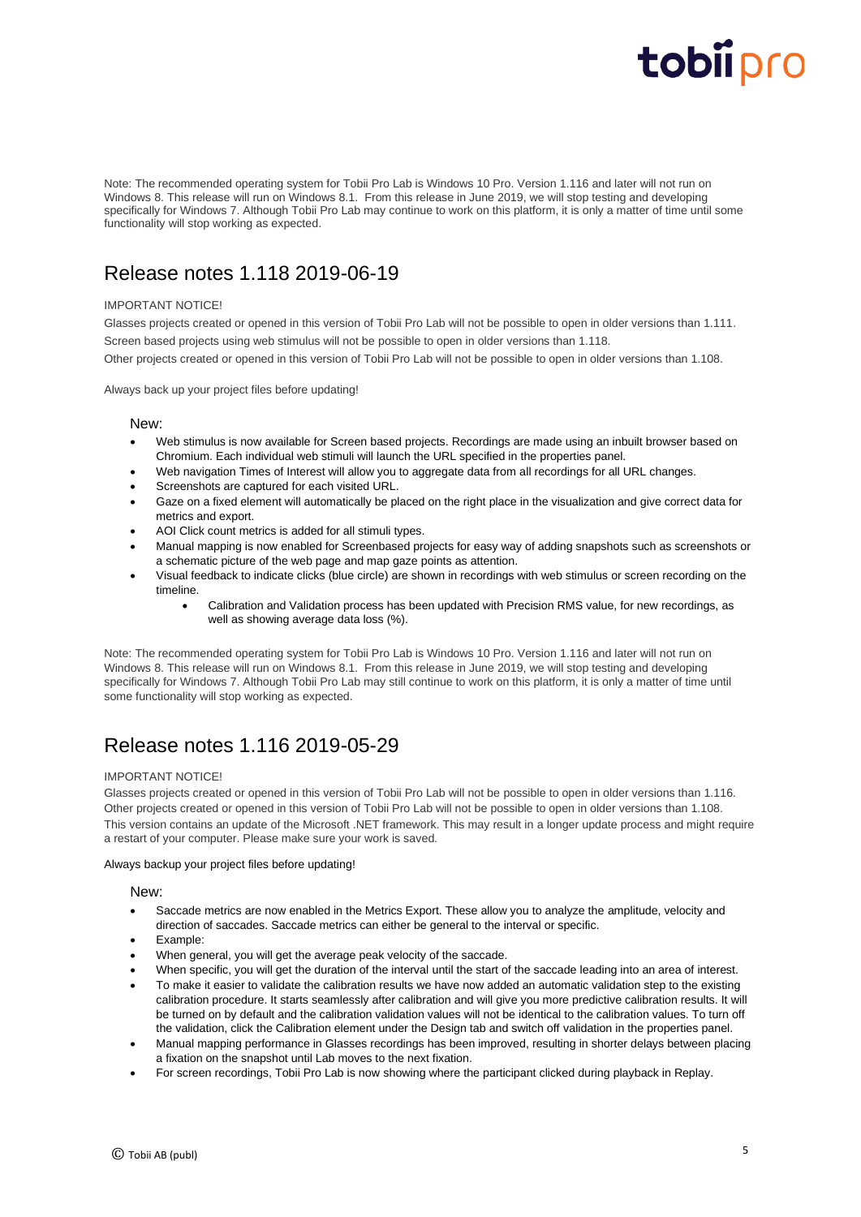Note: The recommended operating system for Tobii Pro Lab is Windows 10 Pro. Version 1.116 and later will not run on Windows 8. This release will run on Windows 8.1. From this release in June 2019, we will stop testing and developing specifically for Windows 7. Although Tobii Pro Lab may continue to work on this platform, it is only a matter of time until some functionality will stop working as expected.

## Release notes 1.118 2019-06-19

IMPORTANT NOTICE!

Glasses projects created or opened in this version of Tobii Pro Lab will not be possible to open in older versions than 1.111.

Screen based projects using web stimulus will not be possible to open in older versions than 1.118.

Other projects created or opened in this version of Tobii Pro Lab will not be possible to open in older versions than 1.108.

Always back up your project files before updating!

### New:

- Web stimulus is now available for Screen based projects. Recordings are made using an inbuilt browser based on Chromium. Each individual web stimuli will launch the URL specified in the properties panel.
- Web navigation Times of Interest will allow you to aggregate data from all recordings for all URL changes.
- Screenshots are captured for each visited URL.
- Gaze on a fixed element will automatically be placed on the right place in the visualization and give correct data for metrics and export.
- AOI Click count metrics is added for all stimuli types.
- Manual mapping is now enabled for Screenbased projects for easy way of adding snapshots such as screenshots or a schematic picture of the web page and map gaze points as attention.
- Visual feedback to indicate clicks (blue circle) are shown in recordings with web stimulus or screen recording on the timeline.
    - Calibration and Validation process has been updated with Precision RMS value, for new recordings, as well as showing average data loss (%).

Note: The recommended operating system for Tobii Pro Lab is Windows 10 Pro. Version 1.116 and later will not run on Windows 8. This release will run on Windows 8.1. From this release in June 2019, we will stop testing and developing specifically for Windows 7. Although Tobii Pro Lab may still continue to work on this platform, it is only a matter of time until some functionality will stop working as expected.

## Release notes 1.116 2019-05-29

IMPORTANT NOTICE!

Glasses projects created or opened in this version of Tobii Pro Lab will not be possible to open in older versions than 1.116.

Other projects created or opened in this version of Tobii Pro Lab will not be possible to open in older versions than 1.108.

This version contains an update of the Microsoft .NET framework. This may result in a longer update process and might require a restart of your computer. Please make sure your work is saved.

Always backup your project files before updating!

### New:

- Saccade metrics are now enabled in the Metrics Export. These allow you to analyze the amplitude, velocity and direction of saccades. Saccade metrics can either be general to the interval or specific.
- Example:
- When general, you will get the average peak velocity of the saccade.
- When specific, you will get the duration of the interval until the start of the saccade leading into an area of interest.
- To make it easier to validate the calibration results we have now added an automatic validation step to the existing calibration procedure. It starts seamlessly after calibration and will give you more predictive calibration results. It will be turned on by default and the calibration validation values will not be identical to the calibration values. To turn off the validation, click the Calibration element under the Design tab and switch off validation in the properties panel.
- Manual mapping performance in Glasses recordings has been improved, resulting in shorter delays between placing a fixation on the snapshot until Lab moves to the next fixation.
- For screen recordings, Tobii Pro Lab is now showing where the participant clicked during playback in Replay.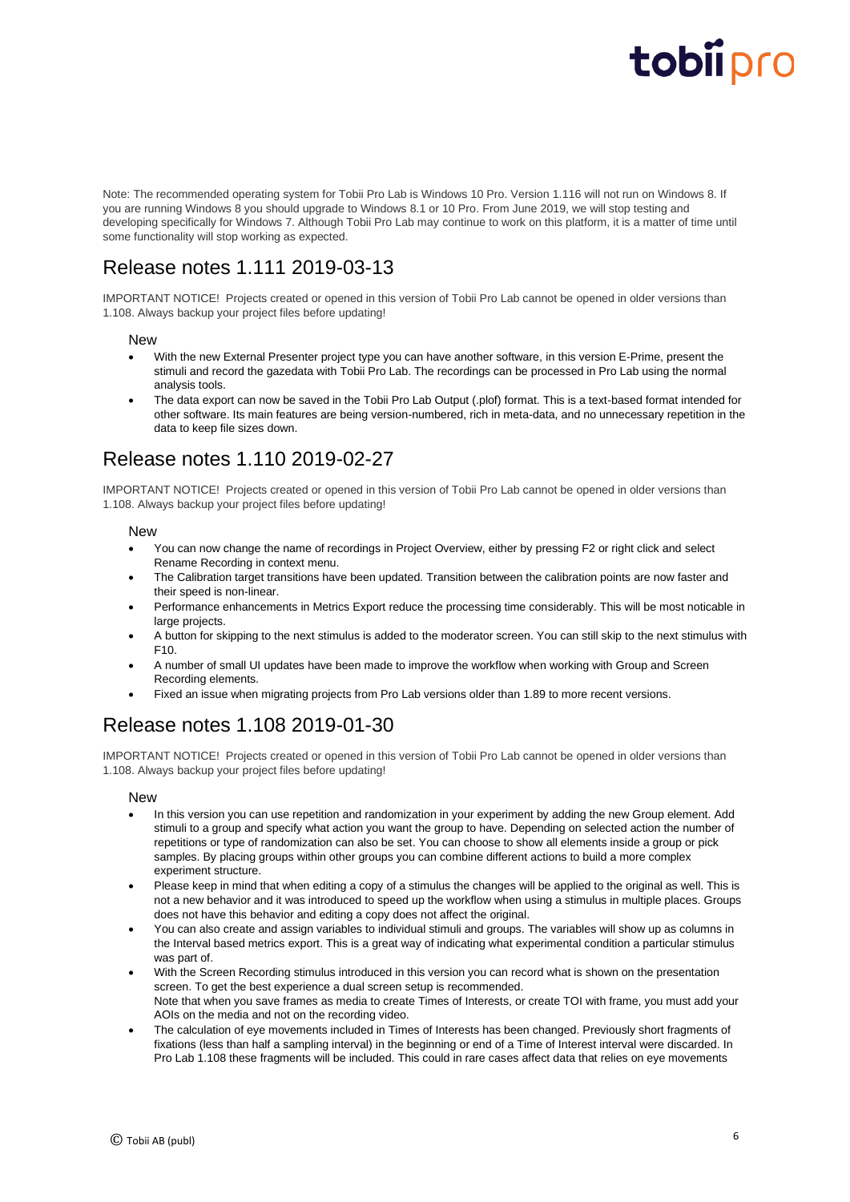Note: The recommended operating system for Tobii Pro Lab is Windows 10 Pro. Version 1.116 will not run on Windows 8. If you are running Windows 8 you should upgrade to Windows 8.1 or 10 Pro. From June 2019, we will stop testing and developing specifically for Windows 7. Although Tobii Pro Lab may continue to work on this platform, it is a matter of time until some functionality will stop working as expected.

# Release notes 1.111 2019-03-13

IMPORTANT NOTICE! Projects created or opened in this version of Tobii Pro Lab cannot be opened in older versions than 1.108. Always backup your project files before updating!

### New

- With the new External Presenter project type you can have another software, in this version E-Prime, present the stimuli and record the gazedata with Tobii Pro Lab. The recordings can be processed in Pro Lab using the normal analysis tools.
- The data export can now be saved in the Tobii Pro Lab Output (.plof) format. This is a text-based format intended for other software. Its main features are being version-numbered, rich in meta-data, and no unnecessary repetition in the data to keep file sizes down.

# Release notes 1.110 2019-02-27

IMPORTANT NOTICE! Projects created or opened in this version of Tobii Pro Lab cannot be opened in older versions than 1.108. Always backup your project files before updating!

### New

- You can now change the name of recordings in Project Overview, either by pressing F2 or right click and select Rename Recording in context menu.
- The Calibration target transitions have been updated. Transition between the calibration points are now faster and their speed is non-linear.
- Performance enhancements in Metrics Export reduce the processing time considerably. This will be most noticable in large projects.
- A button for skipping to the next stimulus is added to the moderator screen. You can still skip to the next stimulus with F10.
- A number of small UI updates have been made to improve the workflow when working with Group and Screen Recording elements.
- Fixed an issue when migrating projects from Pro Lab versions older than 1.89 to more recent versions.

# Release notes 1.108 2019-01-30

IMPORTANT NOTICE! Projects created or opened in this version of Tobii Pro Lab cannot be opened in older versions than 1.108. Always backup your project files before updating!

### New

- In this version you can use repetition and randomization in your experiment by adding the new Group element. Add stimuli to a group and specify what action you want the group to have. Depending on selected action the number of repetitions or type of randomization can also be set. You can choose to show all elements inside a group or pick samples. By placing groups within other groups you can combine different actions to build a more complex experiment structure.
- Please keep in mind that when editing a copy of a stimulus the changes will be applied to the original as well. This is not a new behavior and it was introduced to speed up the workflow when using a stimulus in multiple places. Groups does not have this behavior and editing a copy does not affect the original.
- You can also create and assign variables to individual stimuli and groups. The variables will show up as columns in the Interval based metrics export. This is a great way of indicating what experimental condition a particular stimulus was part of.
- With the Screen Recording stimulus introduced in this version you can record what is shown on the presentation screen. To get the best experience a dual screen setup is recommended.
  Note that when you save frames as media to create Times of Interests, or create TOI with frame, you must add your AOIs on the media and not on the recording video.
- The calculation of eye movements included in Times of Interests has been changed. Previously short fragments of fixations (less than half a sampling interval) in the beginning or end of a Time of Interest interval were discarded. In Pro Lab 1.108 these fragments will be included. This could in rare cases affect data that relies on eye movements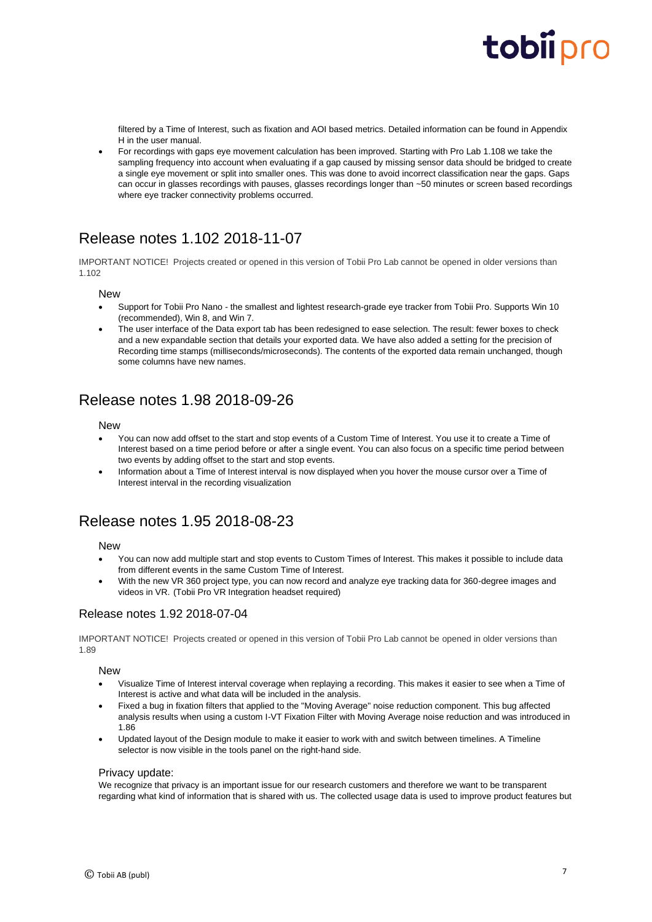filtered by a Time of Interest, such as fixation and AOI based metrics. Detailed information can be found in Appendix H in the user manual.

- For recordings with gaps eye movement calculation has been improved. Starting with Pro Lab 1.108 we take the sampling frequency into account when evaluating if a gap caused by missing sensor data should be bridged to create a single eye movement or split into smaller ones. This was done to avoid incorrect classification near the gaps. Gaps can occur in glasses recordings with pauses, glasses recordings longer than ~50 minutes or screen based recordings where eye tracker connectivity problems occurred.

# Release notes 1.102 2018-11-07

IMPORTANT NOTICE! Projects created or opened in this version of Tobii Pro Lab cannot be opened in older versions than 1.102

### New

- Support for Tobii Pro Nano - the smallest and lightest research-grade eye tracker from Tobii Pro. Supports Win 10 (recommended), Win 8, and Win 7.
- The user interface of the Data export tab has been redesigned to ease selection. The result: fewer boxes to check and a new expandable section that details your exported data. We have also added a setting for the precision of Recording time stamps (milliseconds/microseconds). The contents of the exported data remain unchanged, though some columns have new names.

# Release notes 1.98 2018-09-26

### New

- You can now add offset to the start and stop events of a Custom Time of Interest. You use it to create a Time of Interest based on a time period before or after a single event. You can also focus on a specific time period between two events by adding offset to the start and stop events.
- Information about a Time of Interest interval is now displayed when you hover the mouse cursor over a Time of Interest interval in the recording visualization

# Release notes 1.95 2018-08-23

### New

- You can now add multiple start and stop events to Custom Times of Interest. This makes it possible to include data from different events in the same Custom Time of Interest.
- With the new VR 360 project type, you can now record and analyze eye tracking data for 360-degree images and videos in VR. (Tobii Pro VR Integration headset required)

## Release notes 1.92 2018-07-04

IMPORTANT NOTICE! Projects created or opened in this version of Tobii Pro Lab cannot be opened in older versions than 1.89

### New

- Visualize Time of Interest interval coverage when replaying a recording. This makes it easier to see when a Time of Interest is active and what data will be included in the analysis.
- Fixed a bug in fixation filters that applied to the "Moving Average" noise reduction component. This bug affected analysis results when using a custom I-VT Fixation Filter with Moving Average noise reduction and was introduced in 1.86
- Updated layout of the Design module to make it easier to work with and switch between timelines. A Timeline selector is now visible in the tools panel on the right-hand side.

### Privacy update:

We recognize that privacy is an important issue for our research customers and therefore we want to be transparent regarding what kind of information that is shared with us. The collected usage data is used to improve product features but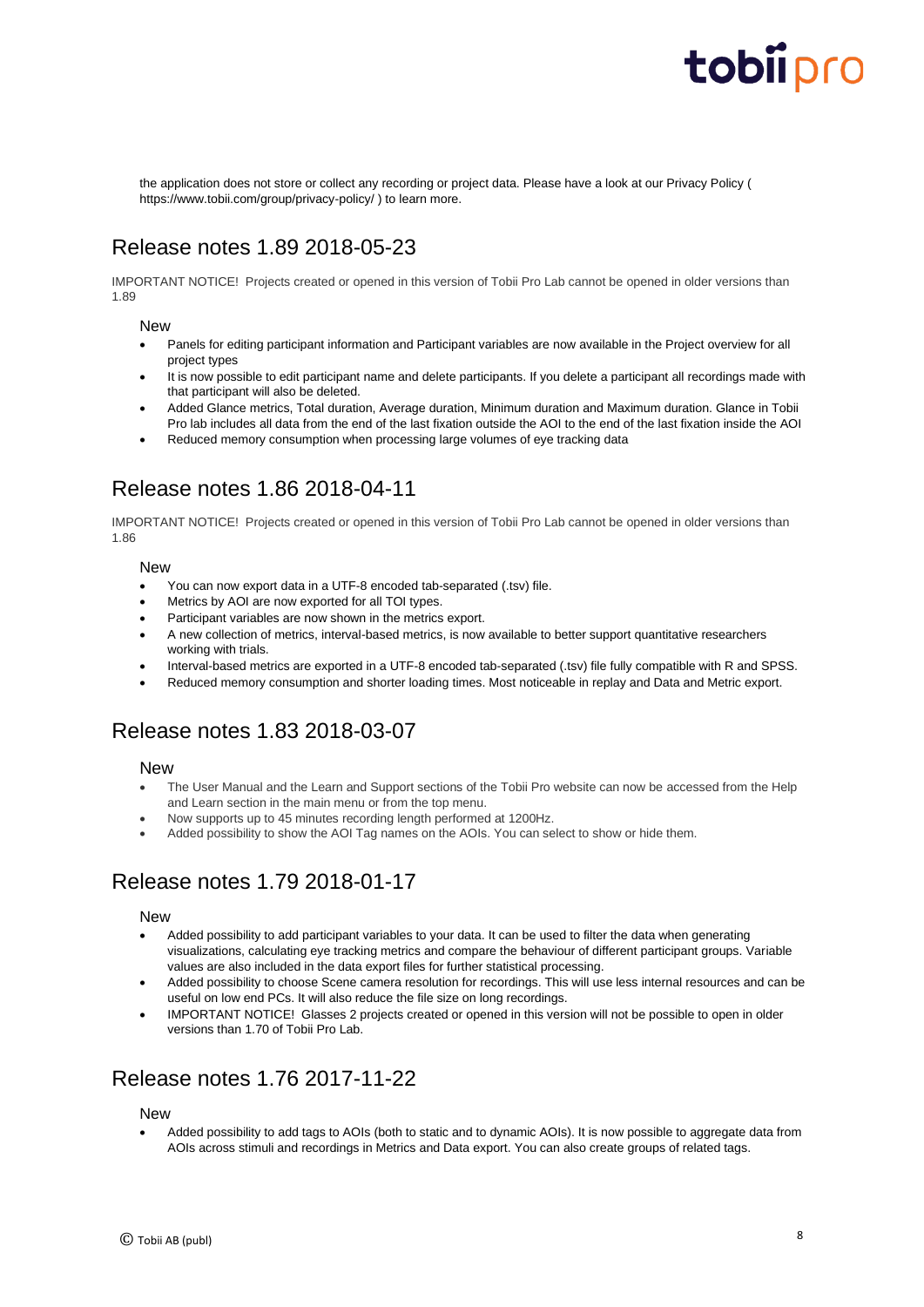the application does not store or collect any recording or project data. Please have a look at our Privacy Policy ( https://www.tobii.com/group/privacy-policy/ ) to learn more.

## Release notes 1.89 2018-05-23

IMPORTANT NOTICE! Projects created or opened in this version of Tobii Pro Lab cannot be opened in older versions than 1.89

### New

- Panels for editing participant information and Participant variables are now available in the Project overview for all project types
- It is now possible to edit participant name and delete participants. If you delete a participant all recordings made with that participant will also be deleted.
- Added Glance metrics, Total duration, Average duration, Minimum duration and Maximum duration. Glance in Tobii Pro lab includes all data from the end of the last fixation outside the AOI to the end of the last fixation inside the AOI
- Reduced memory consumption when processing large volumes of eye tracking data

## Release notes 1.86 2018-04-11

IMPORTANT NOTICE! Projects created or opened in this version of Tobii Pro Lab cannot be opened in older versions than 1.86

### New

- You can now export data in a UTF-8 encoded tab-separated (.tsv) file.
- Metrics by AOI are now exported for all TOI types.
- Participant variables are now shown in the metrics export.
- A new collection of metrics, interval-based metrics, is now available to better support quantitative researchers working with trials.
- Interval-based metrics are exported in a UTF-8 encoded tab-separated (.tsv) file fully compatible with R and SPSS.
- Reduced memory consumption and shorter loading times. Most noticeable in replay and Data and Metric export.

## Release notes 1.83 2018-03-07

### New

- The User Manual and the Learn and Support sections of the Tobii Pro website can now be accessed from the Help and Learn section in the main menu or from the top menu.
- Now supports up to 45 minutes recording length performed at 1200Hz.
- Added possibility to show the AOI Tag names on the AOIs. You can select to show or hide them.

## Release notes 1.79 2018-01-17

### New

- Added possibility to add participant variables to your data. It can be used to filter the data when generating visualizations, calculating eye tracking metrics and compare the behaviour of different participant groups. Variable values are also included in the data export files for further statistical processing.
- Added possibility to choose Scene camera resolution for recordings. This will use less internal resources and can be useful on low end PCs. It will also reduce the file size on long recordings.
- IMPORTANT NOTICE! Glasses 2 projects created or opened in this version will not be possible to open in older versions than 1.70 of Tobii Pro Lab.

## Release notes 1.76 2017-11-22

### New

- Added possibility to add tags to AOIs (both to static and to dynamic AOIs). It is now possible to aggregate data from AOIs across stimuli and recordings in Metrics and Data export. You can also create groups of related tags.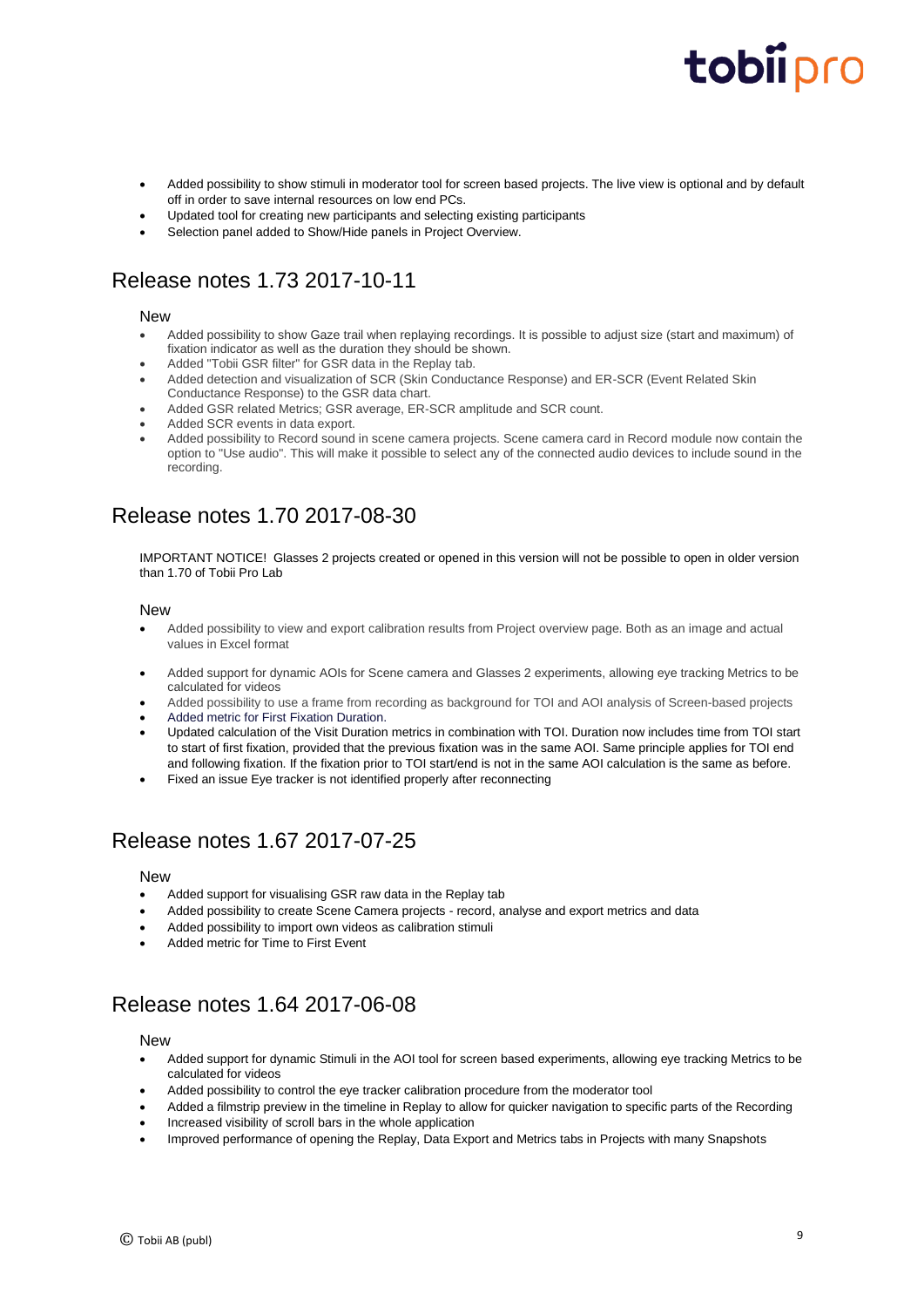- Added possibility to show stimuli in moderator tool for screen based projects. The live view is optional and by default off in order to save internal resources on low end PCs.
- Updated tool for creating new participants and selecting existing participants
- Selection panel added to Show/Hide panels in Project Overview.

# Release notes 1.73 2017-10-11

### New

- Added possibility to show Gaze trail when replaying recordings. It is possible to adjust size (start and maximum) of fixation indicator as well as the duration they should be shown.
- Added "Tobii GSR filter" for GSR data in the Replay tab.
- Added detection and visualization of SCR (Skin Conductance Response) and ER-SCR (Event Related Skin Conductance Response) to the GSR data chart.
- Added GSR related Metrics; GSR average, ER-SCR amplitude and SCR count.
- Added SCR events in data export.
- Added possibility to Record sound in scene camera projects. Scene camera card in Record module now contain the option to "Use audio". This will make it possible to select any of the connected audio devices to include sound in the recording.

# Release notes 1.70 2017-08-30

IMPORTANT NOTICE! Glasses 2 projects created or opened in this version will not be possible to open in older version than 1.70 of Tobii Pro Lab

### New

- Added possibility to view and export calibration results from Project overview page. Both as an image and actual values in Excel format
- Added support for dynamic AOIs for Scene camera and Glasses 2 experiments, allowing eye tracking Metrics to be calculated for videos
- Added possibility to use a frame from recording as background for TOI and AOI analysis of Screen-based projects
- Added metric for First Fixation Duration.
- Updated calculation of the Visit Duration metrics in combination with TOI. Duration now includes time from TOI start to start of first fixation, provided that the previous fixation was in the same AOI. Same principle applies for TOI end and following fixation. If the fixation prior to TOI start/end is not in the same AOI calculation is the same as before.
- Fixed an issue Eye tracker is not identified properly after reconnecting

# Release notes 1.67 2017-07-25

### New

- Added support for visualising GSR raw data in the Replay tab
- Added possibility to create Scene Camera projects - record, analyse and export metrics and data
- Added possibility to import own videos as calibration stimuli
- Added metric for Time to First Event

# Release notes 1.64 2017-06-08

### New

- Added support for dynamic Stimuli in the AOI tool for screen based experiments, allowing eye tracking Metrics to be calculated for videos
- Added possibility to control the eye tracker calibration procedure from the moderator tool
- Added a filmstrip preview in the timeline in Replay to allow for quicker navigation to specific parts of the Recording
- Increased visibility of scroll bars in the whole application
- Improved performance of opening the Replay, Data Export and Metrics tabs in Projects with many Snapshots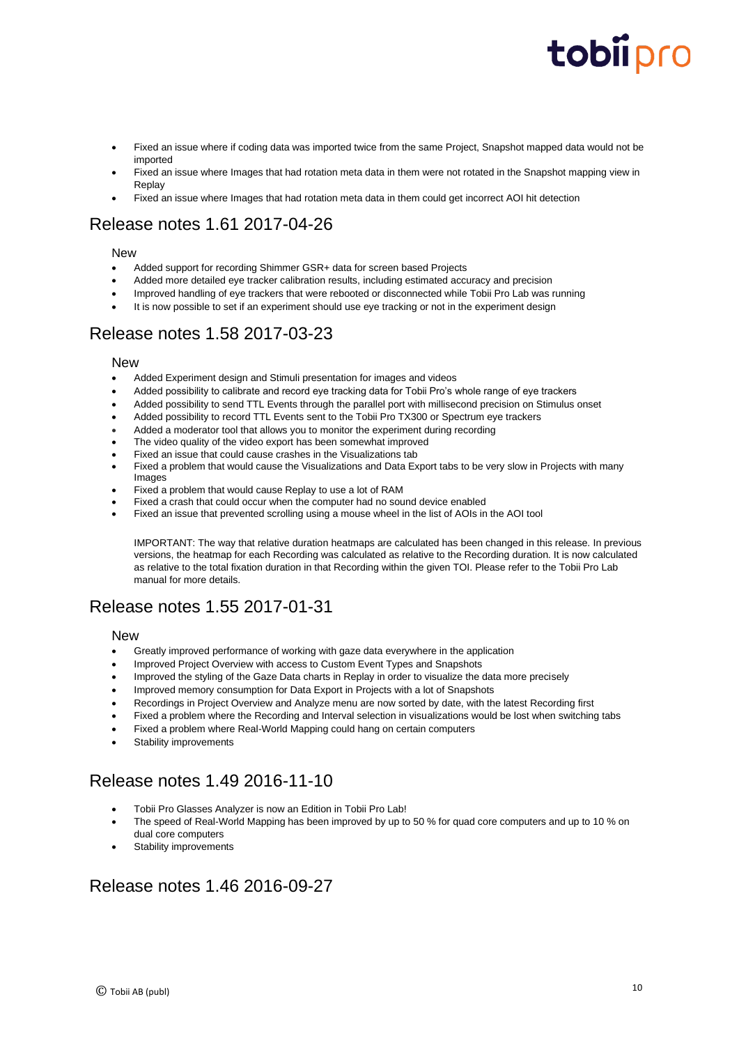- Fixed an issue where if coding data was imported twice from the same Project, Snapshot mapped data would not be imported
- Fixed an issue where Images that had rotation meta data in them were not rotated in the Snapshot mapping view in Replay
- Fixed an issue where Images that had rotation meta data in them could get incorrect AOI hit detection

## Release notes 1.61 2017-04-26

### New

- Added support for recording Shimmer GSR+ data for screen based Projects
- Added more detailed eye tracker calibration results, including estimated accuracy and precision
- Improved handling of eye trackers that were rebooted or disconnected while Tobii Pro Lab was running
- It is now possible to set if an experiment should use eye tracking or not in the experiment design

## Release notes 1.58 2017-03-23

### New

- Added Experiment design and Stimuli presentation for images and videos
- Added possibility to calibrate and record eye tracking data for Tobii Pro's whole range of eye trackers
- Added possibility to send TTL Events through the parallel port with millisecond precision on Stimulus onset
- Added possibility to record TTL Events sent to the Tobii Pro TX300 or Spectrum eye trackers
- Added a moderator tool that allows you to monitor the experiment during recording
- The video quality of the video export has been somewhat improved
- Fixed an issue that could cause crashes in the Visualizations tab
- Fixed a problem that would cause the Visualizations and Data Export tabs to be very slow in Projects with many Images
- Fixed a problem that would cause Replay to use a lot of RAM
- Fixed a crash that could occur when the computer had no sound device enabled
- Fixed an issue that prevented scrolling using a mouse wheel in the list of AOIs in the AOI tool

IMPORTANT: The way that relative duration heatmaps are calculated has been changed in this release. In previous versions, the heatmap for each Recording was calculated as relative to the Recording duration. It is now calculated as relative to the total fixation duration in that Recording within the given TOI. Please refer to the Tobii Pro Lab manual for more details.

## Release notes 1.55 2017-01-31

### New

- Greatly improved performance of working with gaze data everywhere in the application
- Improved Project Overview with access to Custom Event Types and Snapshots
- Improved the styling of the Gaze Data charts in Replay in order to visualize the data more precisely
- Improved memory consumption for Data Export in Projects with a lot of Snapshots
- Recordings in Project Overview and Analyze menu are now sorted by date, with the latest Recording first
- Fixed a problem where the Recording and Interval selection in visualizations would be lost when switching tabs
- Fixed a problem where Real-World Mapping could hang on certain computers
- Stability improvements

## Release notes 1.49 2016-11-10

- Tobii Pro Glasses Analyzer is now an Edition in Tobii Pro Lab!
- The speed of Real-World Mapping has been improved by up to 50 % for quad core computers and up to 10 % on dual core computers
- Stability improvements

## Release notes 1.46 2016-09-27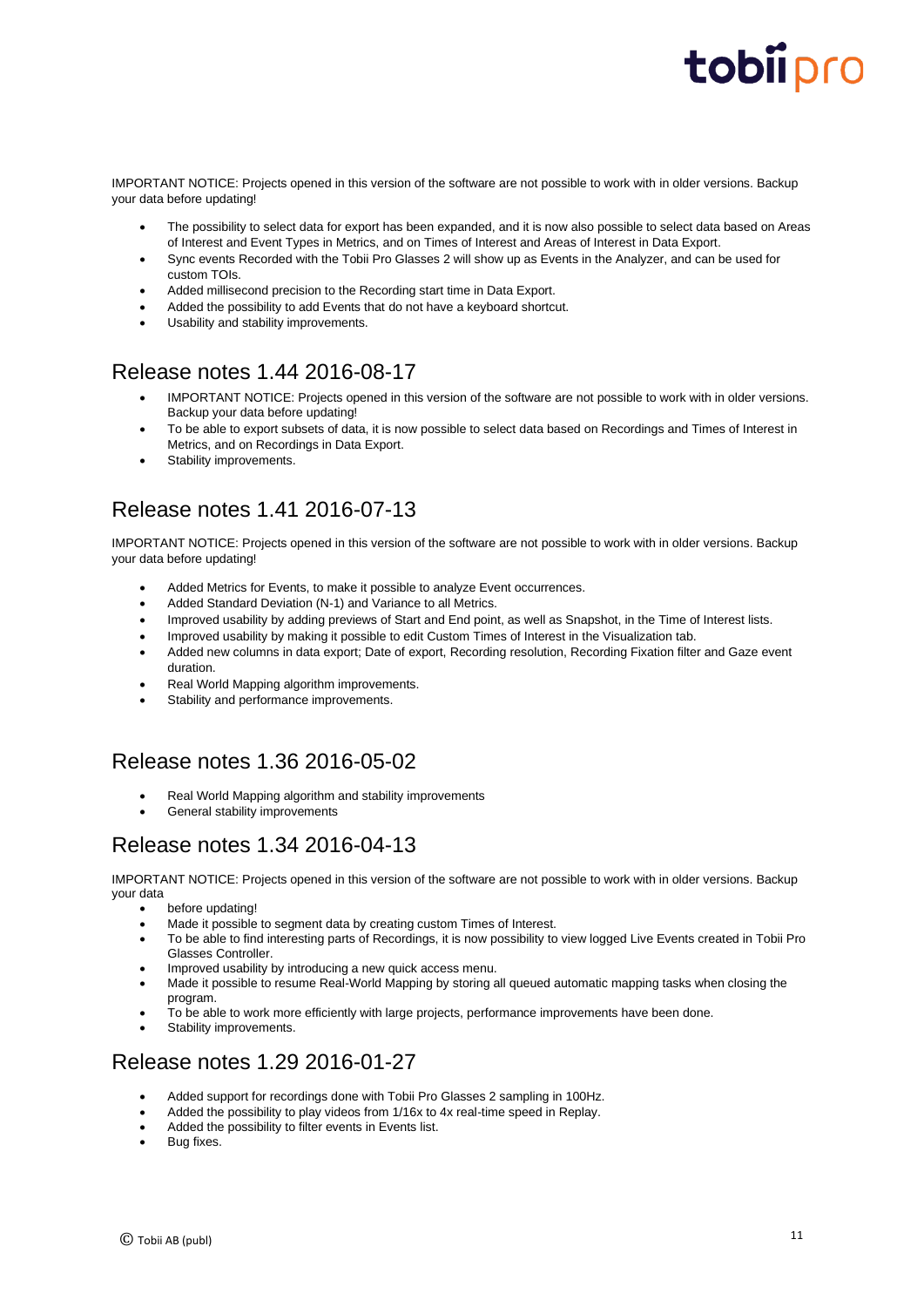IMPORTANT NOTICE: Projects opened in this version of the software are not possible to work with in older versions. Backup your data before updating!

- The possibility to select data for export has been expanded, and it is now also possible to select data based on Areas of Interest and Event Types in Metrics, and on Times of Interest and Areas of Interest in Data Export.
- Sync events Recorded with the Tobii Pro Glasses 2 will show up as Events in the Analyzer, and can be used for custom TOIs.
- Added millisecond precision to the Recording start time in Data Export.
- Added the possibility to add Events that do not have a keyboard shortcut.
- Usability and stability improvements.

## Release notes 1.44 2016-08-17

- IMPORTANT NOTICE: Projects opened in this version of the software are not possible to work with in older versions. Backup your data before updating!
- To be able to export subsets of data, it is now possible to select data based on Recordings and Times of Interest in Metrics, and on Recordings in Data Export.
- Stability improvements.

## Release notes 1.41 2016-07-13

IMPORTANT NOTICE: Projects opened in this version of the software are not possible to work with in older versions. Backup your data before updating!

- Added Metrics for Events, to make it possible to analyze Event occurrences.
- Added Standard Deviation (N-1) and Variance to all Metrics.
- Improved usability by adding previews of Start and End point, as well as Snapshot, in the Time of Interest lists.
- Improved usability by making it possible to edit Custom Times of Interest in the Visualization tab.
- Added new columns in data export; Date of export, Recording resolution, Recording Fixation filter and Gaze event duration.
- Real World Mapping algorithm improvements.
- Stability and performance improvements.

## Release notes 1.36 2016-05-02

- Real World Mapping algorithm and stability improvements
- General stability improvements

## Release notes 1.34 2016-04-13

IMPORTANT NOTICE: Projects opened in this version of the software are not possible to work with in older versions. Backup your data

- before updating!
- Made it possible to segment data by creating custom Times of Interest.
- To be able to find interesting parts of Recordings, it is now possibility to view logged Live Events created in Tobii Pro Glasses Controller.
- Improved usability by introducing a new quick access menu.
- Made it possible to resume Real-World Mapping by storing all queued automatic mapping tasks when closing the program.
- To be able to work more efficiently with large projects, performance improvements have been done.
- Stability improvements.

## Release notes 1.29 2016-01-27

- Added support for recordings done with Tobii Pro Glasses 2 sampling in 100Hz.
- Added the possibility to play videos from 1/16x to 4x real-time speed in Replay.
- Added the possibility to filter events in Events list.
- Bug fixes.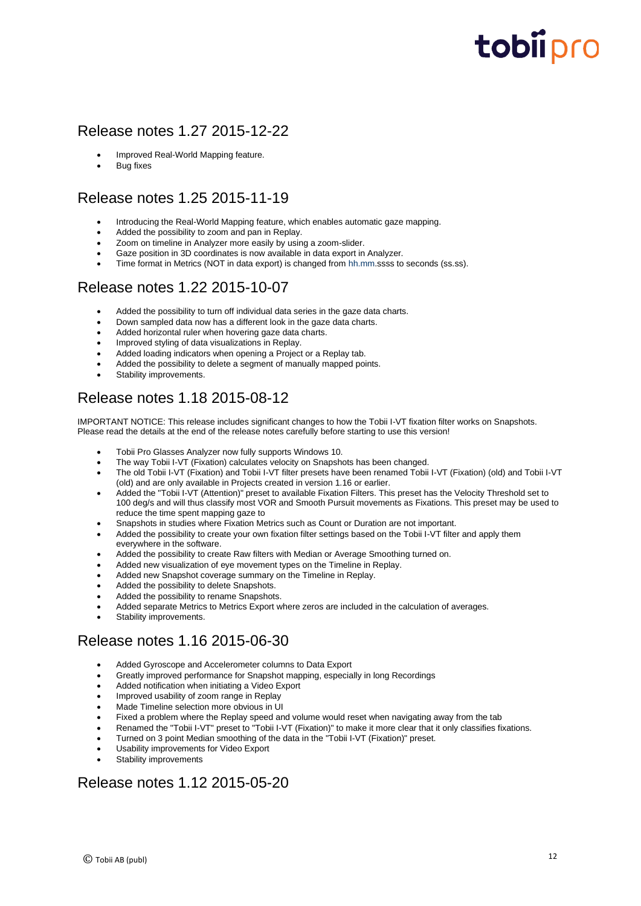## Release notes 1.27 2015-12-22

- Improved Real-World Mapping feature.
- Bug fixes

## Release notes 1.25 2015-11-19

- Introducing the Real-World Mapping feature, which enables automatic gaze mapping.
- Added the possibility to zoom and pan in Replay.
- Zoom on timeline in Analyzer more easily by using a zoom-slider.
- Gaze position in 3D coordinates is now available in data export in Analyzer.
- Time format in Metrics (NOT in data export) is changed from hh.mm.ssss to seconds (ss.ss).

## Release notes 1.22 2015-10-07

- Added the possibility to turn off individual data series in the gaze data charts.
- Down sampled data now has a different look in the gaze data charts.
- Added horizontal ruler when hovering gaze data charts.
- Improved styling of data visualizations in Replay.
- Added loading indicators when opening a Project or a Replay tab.
- Added the possibility to delete a segment of manually mapped points.
- Stability improvements.

## Release notes 1.18 2015-08-12

IMPORTANT NOTICE: This release includes significant changes to how the Tobii I-VT fixation filter works on Snapshots. Please read the details at the end of the release notes carefully before starting to use this version!

- Tobii Pro Glasses Analyzer now fully supports Windows 10.
- The way Tobii I-VT (Fixation) calculates velocity on Snapshots has been changed.
- The old Tobii I-VT (Fixation) and Tobii I-VT filter presets have been renamed Tobii I-VT (Fixation) (old) and Tobii I-VT (old) and are only available in Projects created in version 1.16 or earlier.
- Added the "Tobii I-VT (Attention)" preset to available Fixation Filters. This preset has the Velocity Threshold set to 100 deg/s and will thus classify most VOR and Smooth Pursuit movements as Fixations. This preset may be used to reduce the time spent mapping gaze to
- Snapshots in studies where Fixation Metrics such as Count or Duration are not important.
- Added the possibility to create your own fixation filter settings based on the Tobii I-VT filter and apply them everywhere in the software.
- Added the possibility to create Raw filters with Median or Average Smoothing turned on.
- Added new visualization of eye movement types on the Timeline in Replay.
- Added new Snapshot coverage summary on the Timeline in Replay.
- Added the possibility to delete Snapshots.
- Added the possibility to rename Snapshots.
- Added separate Metrics to Metrics Export where zeros are included in the calculation of averages.
- Stability improvements.

## Release notes 1.16 2015-06-30

- Added Gyroscope and Accelerometer columns to Data Export
- Greatly improved performance for Snapshot mapping, especially in long Recordings
- Added notification when initiating a Video Export
- Improved usability of zoom range in Replay
- Made Timeline selection more obvious in UI
- Fixed a problem where the Replay speed and volume would reset when navigating away from the tab
- Renamed the "Tobii I-VT" preset to "Tobii I-VT (Fixation)" to make it more clear that it only classifies fixations.
- Turned on 3 point Median smoothing of the data in the "Tobii I-VT (Fixation)" preset.
- Usability improvements for Video Export
- Stability improvements

## Release notes 1.12 2015-05-20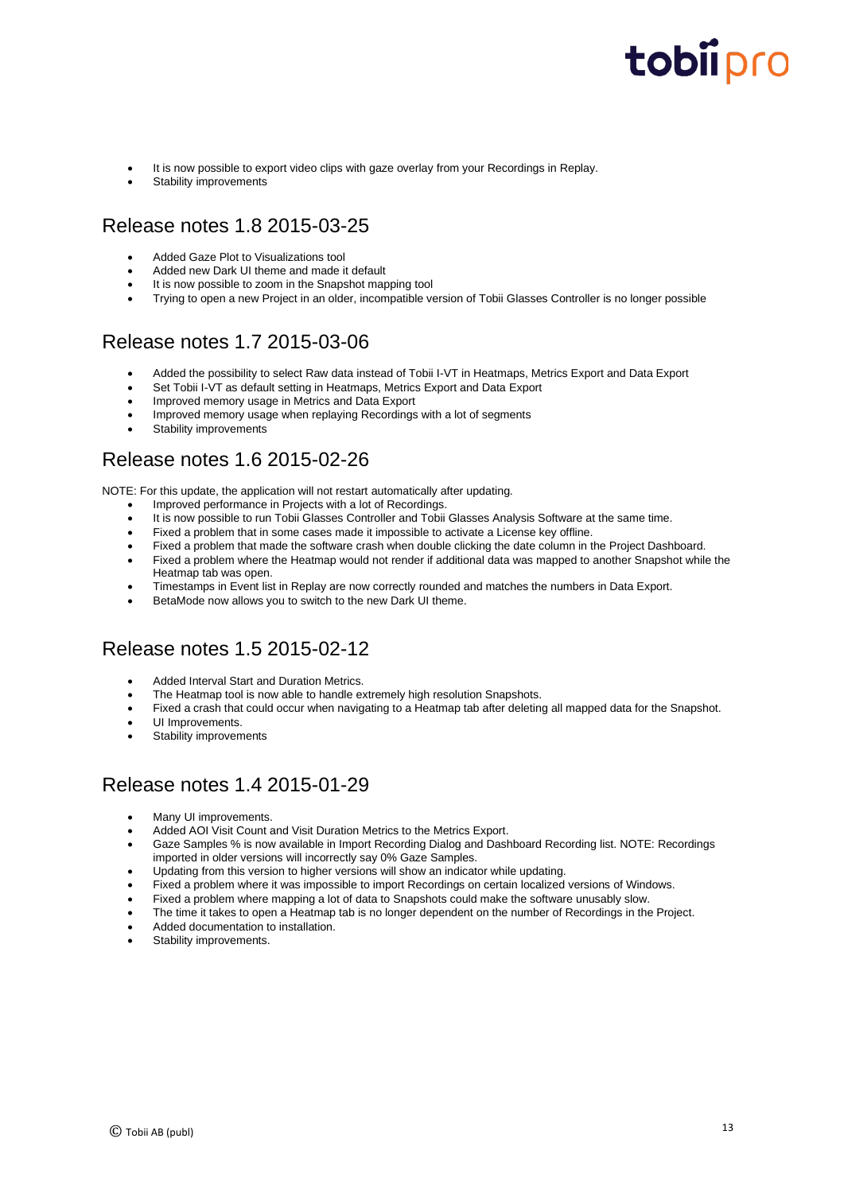- It is now possible to export video clips with gaze overlay from your Recordings in Replay.
- Stability improvements

## Release notes 1.8 2015-03-25

- Added Gaze Plot to Visualizations tool
- Added new Dark UI theme and made it default
- It is now possible to zoom in the Snapshot mapping tool
- Trying to open a new Project in an older, incompatible version of Tobii Glasses Controller is no longer possible

## Release notes 1.7 2015-03-06

- Added the possibility to select Raw data instead of Tobii I-VT in Heatmaps, Metrics Export and Data Export
- Set Tobii I-VT as default setting in Heatmaps, Metrics Export and Data Export
- Improved memory usage in Metrics and Data Export
- Improved memory usage when replaying Recordings with a lot of segments
- Stability improvements

## Release notes 1.6 2015-02-26

NOTE: For this update, the application will not restart automatically after updating.

- Improved performance in Projects with a lot of Recordings.
- It is now possible to run Tobii Glasses Controller and Tobii Glasses Analysis Software at the same time.
- Fixed a problem that in some cases made it impossible to activate a License key offline.
- Fixed a problem that made the software crash when double clicking the date column in the Project Dashboard.
- Fixed a problem where the Heatmap would not render if additional data was mapped to another Snapshot while the Heatmap tab was open.
- Timestamps in Event list in Replay are now correctly rounded and matches the numbers in Data Export.
- BetaMode now allows you to switch to the new Dark UI theme.

## Release notes 1.5 2015-02-12

- Added Interval Start and Duration Metrics.
- The Heatmap tool is now able to handle extremely high resolution Snapshots.
- Fixed a crash that could occur when navigating to a Heatmap tab after deleting all mapped data for the Snapshot.
- UI Improvements.
- Stability improvements

## Release notes 1.4 2015-01-29

- Many UI improvements.
- Added AOI Visit Count and Visit Duration Metrics to the Metrics Export.
- Gaze Samples % is now available in Import Recording Dialog and Dashboard Recording list. NOTE: Recordings imported in older versions will incorrectly say 0% Gaze Samples.
- Updating from this version to higher versions will show an indicator while updating.
- Fixed a problem where it was impossible to import Recordings on certain localized versions of Windows.
- Fixed a problem where mapping a lot of data to Snapshots could make the software unusably slow.
- The time it takes to open a Heatmap tab is no longer dependent on the number of Recordings in the Project.
- Added documentation to installation.
- Stability improvements.